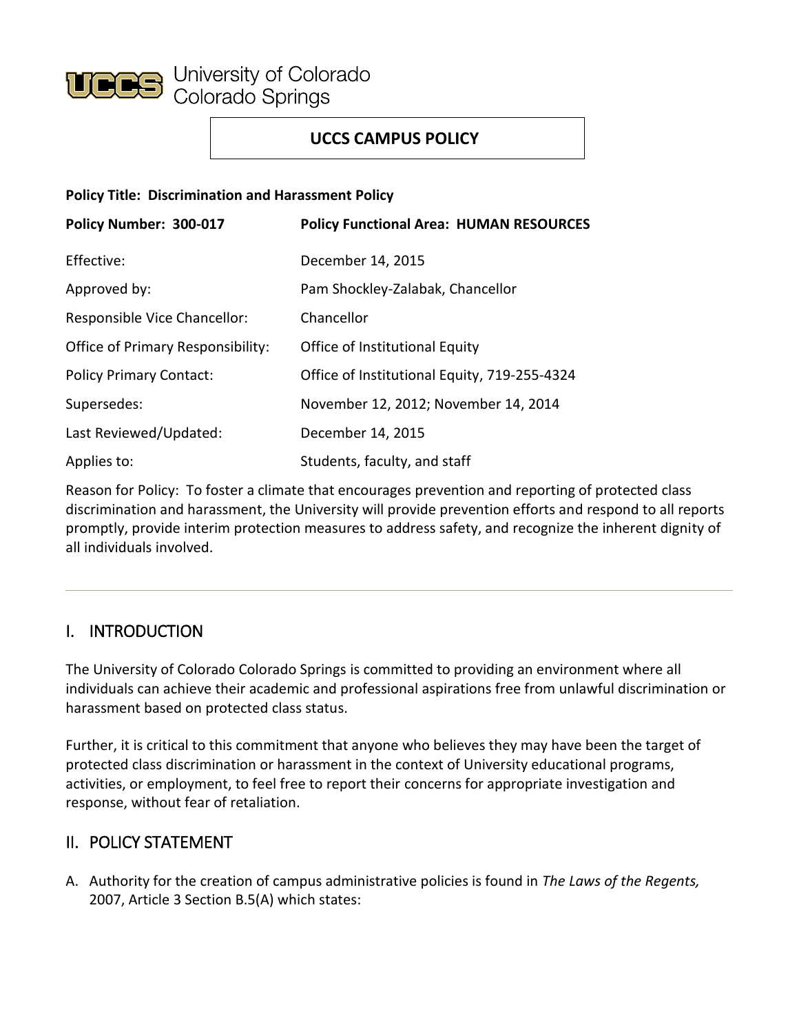University of Colorado Colorado Springs

**UCCS CAMPUS POLICY**

**Policy Title: Discrimination and Harassment Policy**

| **Policy Number: 300-017** | **Policy Functional Area: HUMAN RESOURCES** |
|---|---|
| Effective: | December 14, 2015 |
| Approved by: | Pam Shockley-Zalabak, Chancellor |
| Responsible Vice Chancellor: | Chancellor |
| Office of Primary Responsibility: | Office of Institutional Equity |
| Policy Primary Contact: | Office of Institutional Equity, 719-255-4324 |
| Supersedes: | November 12, 2012; November 14, 2014 |
| Last Reviewed/Updated: | December 14, 2015 |
| Applies to: | Students, faculty, and staff |

Reason for Policy: To foster a climate that encourages prevention and reporting of protected class discrimination and harassment, the University will provide prevention efforts and respond to all reports promptly, provide interim protection measures to address safety, and recognize the inherent dignity of all individuals involved.

---

## I. INTRODUCTION

The University of Colorado Colorado Springs is committed to providing an environment where all individuals can achieve their academic and professional aspirations free from unlawful discrimination or harassment based on protected class status.

Further, it is critical to this commitment that anyone who believes they may have been the target of protected class discrimination or harassment in the context of University educational programs, activities, or employment, to feel free to report their concerns for appropriate investigation and response, without fear of retaliation.

## II. POLICY STATEMENT

A. Authority for the creation of campus administrative policies is found in *The Laws of the Regents,* 2007, Article 3 Section B.5(A) which states: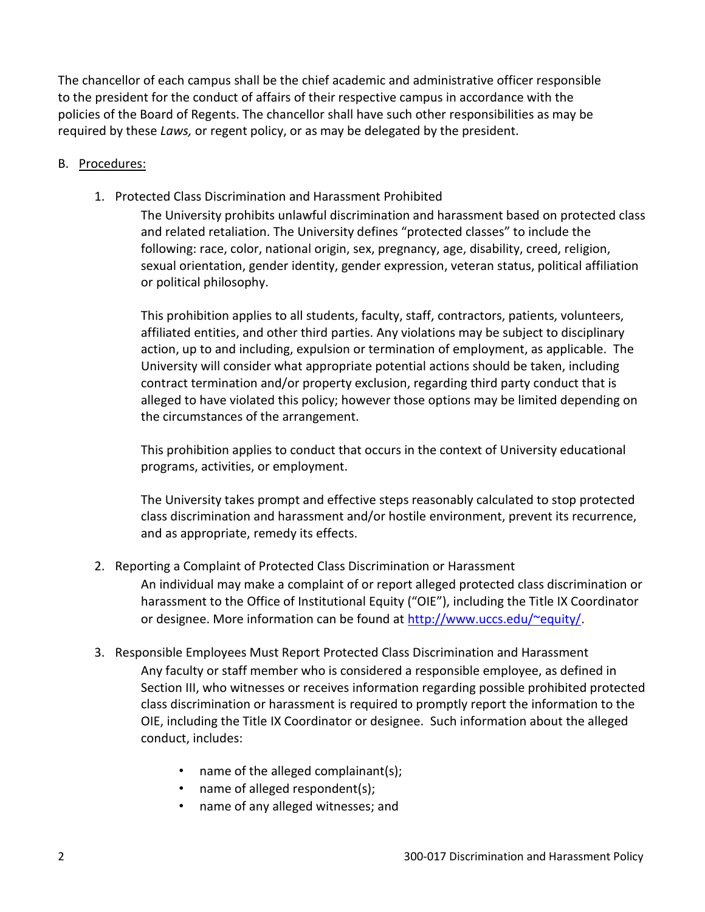The chancellor of each campus shall be the chief academic and administrative officer responsible to the president for the conduct of affairs of their respective campus in accordance with the policies of the Board of Regents. The chancellor shall have such other responsibilities as may be required by these *Laws,* or regent policy, or as may be delegated by the president.

B. Procedures:

1. Protected Class Discrimination and Harassment Prohibited

   The University prohibits unlawful discrimination and harassment based on protected class and related retaliation. The University defines "protected classes" to include the following: race, color, national origin, sex, pregnancy, age, disability, creed, religion, sexual orientation, gender identity, gender expression, veteran status, political affiliation or political philosophy.

   This prohibition applies to all students, faculty, staff, contractors, patients, volunteers, affiliated entities, and other third parties. Any violations may be subject to disciplinary action, up to and including, expulsion or termination of employment, as applicable. The University will consider what appropriate potential actions should be taken, including contract termination and/or property exclusion, regarding third party conduct that is alleged to have violated this policy; however those options may be limited depending on the circumstances of the arrangement.

   This prohibition applies to conduct that occurs in the context of University educational programs, activities, or employment.

   The University takes prompt and effective steps reasonably calculated to stop protected class discrimination and harassment and/or hostile environment, prevent its recurrence, and as appropriate, remedy its effects.

2. Reporting a Complaint of Protected Class Discrimination or Harassment

   An individual may make a complaint of or report alleged protected class discrimination or harassment to the Office of Institutional Equity ("OIE"), including the Title IX Coordinator or designee. More information can be found at http://www.uccs.edu/~equity/.

3. Responsible Employees Must Report Protected Class Discrimination and Harassment

   Any faculty or staff member who is considered a responsible employee, as defined in Section III, who witnesses or receives information regarding possible prohibited protected class discrimination or harassment is required to promptly report the information to the OIE, including the Title IX Coordinator or designee. Such information about the alleged conduct, includes:

   - name of the alleged complainant(s);
   - name of alleged respondent(s);
   - name of any alleged witnesses; and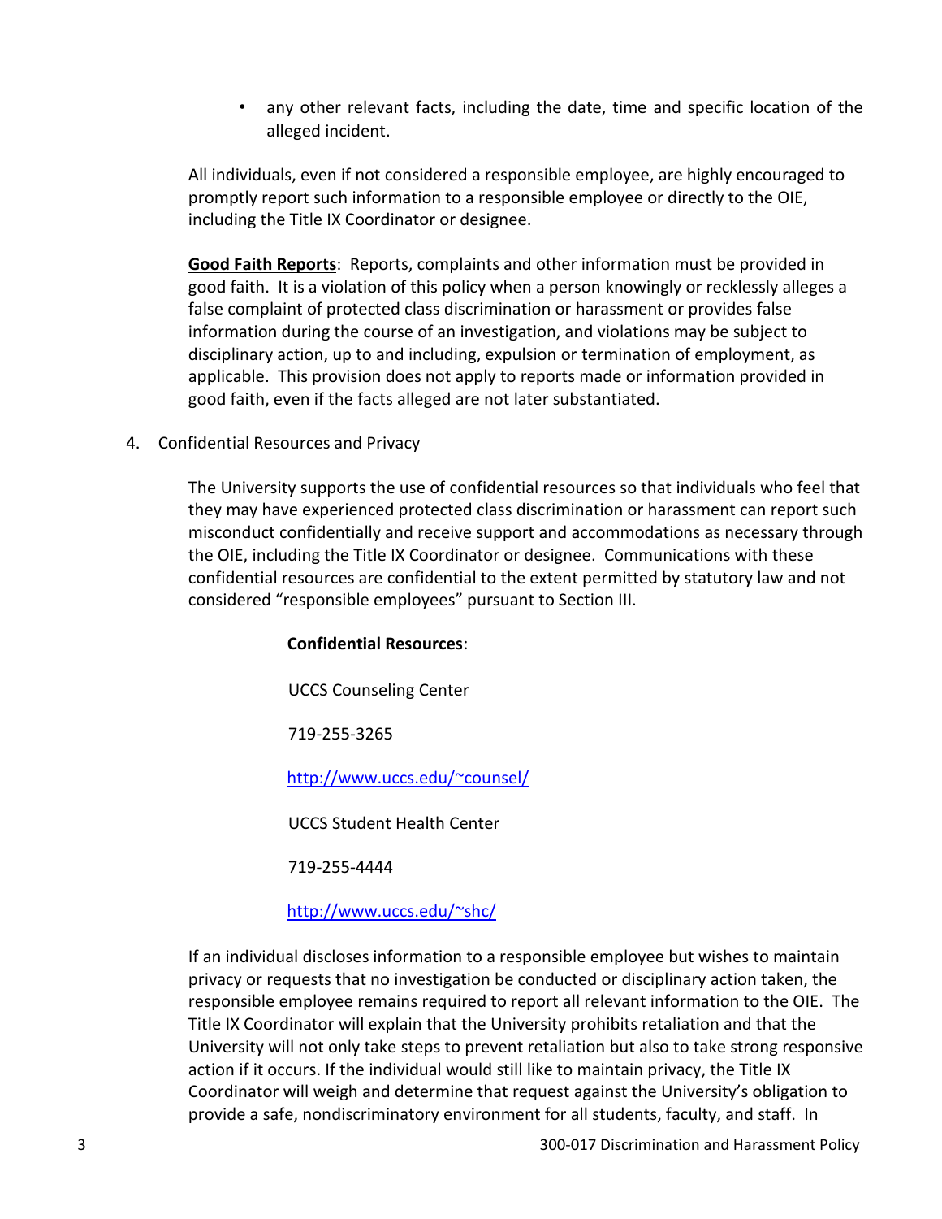- any other relevant facts, including the date, time and specific location of the alleged incident.

All individuals, even if not considered a responsible employee, are highly encouraged to promptly report such information to a responsible employee or directly to the OIE, including the Title IX Coordinator or designee.

**Good Faith Reports**: Reports, complaints and other information must be provided in good faith. It is a violation of this policy when a person knowingly or recklessly alleges a false complaint of protected class discrimination or harassment or provides false information during the course of an investigation, and violations may be subject to disciplinary action, up to and including, expulsion or termination of employment, as applicable. This provision does not apply to reports made or information provided in good faith, even if the facts alleged are not later substantiated.

4. Confidential Resources and Privacy

The University supports the use of confidential resources so that individuals who feel that they may have experienced protected class discrimination or harassment can report such misconduct confidentially and receive support and accommodations as necessary through the OIE, including the Title IX Coordinator or designee. Communications with these confidential resources are confidential to the extent permitted by statutory law and not considered "responsible employees" pursuant to Section III.

**Confidential Resources**:

UCCS Counseling Center

719-255-3265

http://www.uccs.edu/~counsel/

UCCS Student Health Center

719-255-4444

http://www.uccs.edu/~shc/

If an individual discloses information to a responsible employee but wishes to maintain privacy or requests that no investigation be conducted or disciplinary action taken, the responsible employee remains required to report all relevant information to the OIE. The Title IX Coordinator will explain that the University prohibits retaliation and that the University will not only take steps to prevent retaliation but also to take strong responsive action if it occurs. If the individual would still like to maintain privacy, the Title IX Coordinator will weigh and determine that request against the University's obligation to provide a safe, nondiscriminatory environment for all students, faculty, and staff. In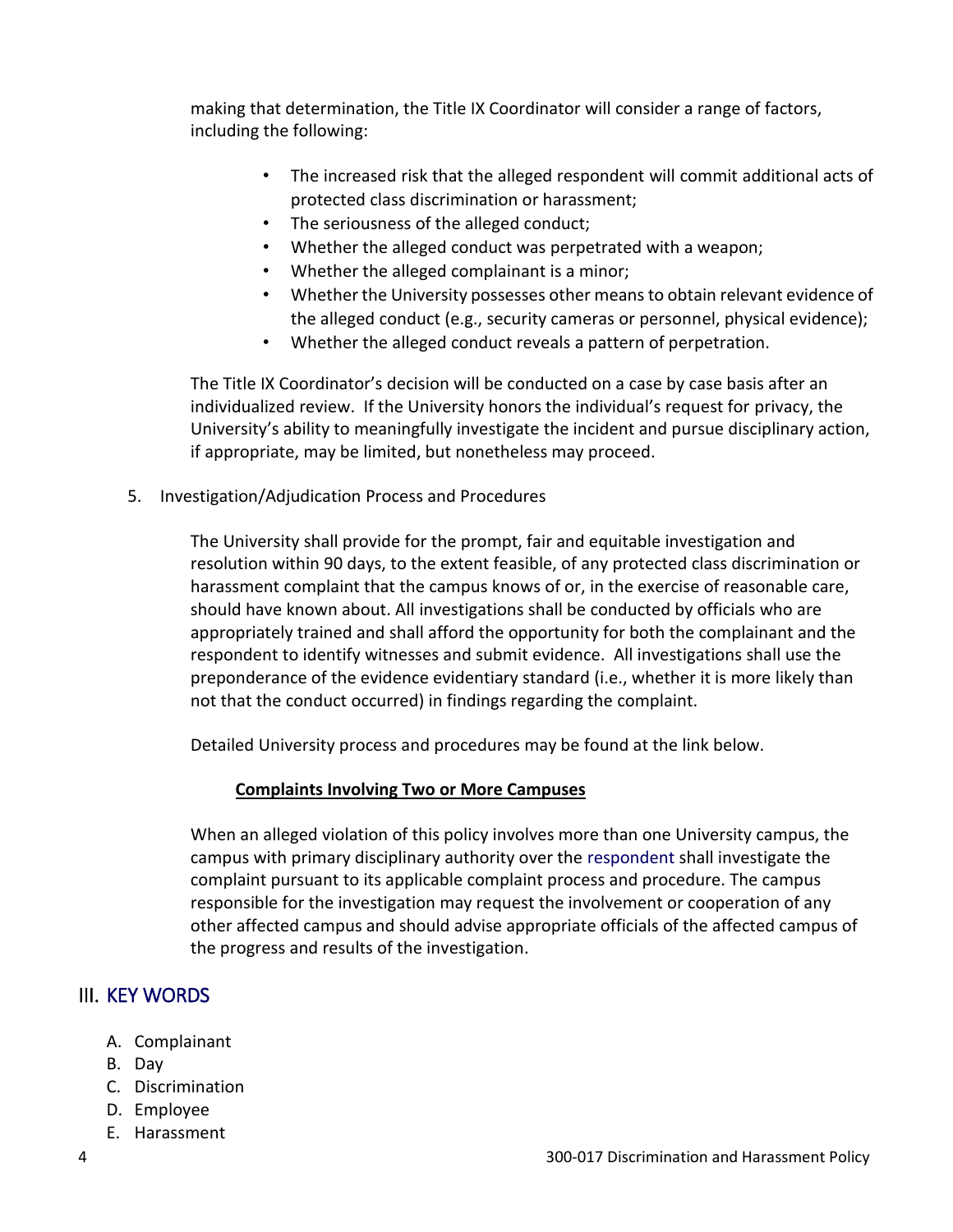making that determination, the Title IX Coordinator will consider a range of factors, including the following:

- The increased risk that the alleged respondent will commit additional acts of protected class discrimination or harassment;
- The seriousness of the alleged conduct;
- Whether the alleged conduct was perpetrated with a weapon;
- Whether the alleged complainant is a minor;
- Whether the University possesses other means to obtain relevant evidence of the alleged conduct (e.g., security cameras or personnel, physical evidence);
- Whether the alleged conduct reveals a pattern of perpetration.

The Title IX Coordinator's decision will be conducted on a case by case basis after an individualized review. If the University honors the individual's request for privacy, the University's ability to meaningfully investigate the incident and pursue disciplinary action, if appropriate, may be limited, but nonetheless may proceed.

5. Investigation/Adjudication Process and Procedures

The University shall provide for the prompt, fair and equitable investigation and resolution within 90 days, to the extent feasible, of any protected class discrimination or harassment complaint that the campus knows of or, in the exercise of reasonable care, should have known about. All investigations shall be conducted by officials who are appropriately trained and shall afford the opportunity for both the complainant and the respondent to identify witnesses and submit evidence. All investigations shall use the preponderance of the evidence evidentiary standard (i.e., whether it is more likely than not that the conduct occurred) in findings regarding the complaint.

Detailed University process and procedures may be found at the link below.

**Complaints Involving Two or More Campuses**

When an alleged violation of this policy involves more than one University campus, the campus with primary disciplinary authority over the respondent shall investigate the complaint pursuant to its applicable complaint process and procedure. The campus responsible for the investigation may request the involvement or cooperation of any other affected campus and should advise appropriate officials of the affected campus of the progress and results of the investigation.

## III. KEY WORDS

A. Complainant
B. Day
C. Discrimination
D. Employee
E. Harassment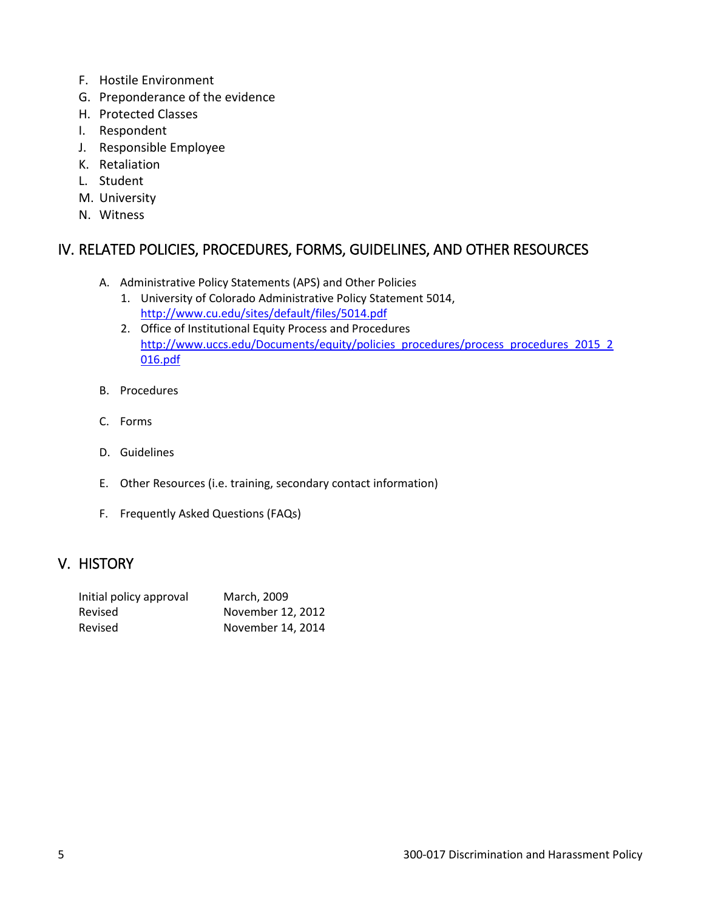F. Hostile Environment
G. Preponderance of the evidence
H. Protected Classes
I. Respondent
J. Responsible Employee
K. Retaliation
L. Student
M. University
N. Witness

## IV. RELATED POLICIES, PROCEDURES, FORMS, GUIDELINES, AND OTHER RESOURCES

A. Administrative Policy Statements (APS) and Other Policies
   1. University of Colorado Administrative Policy Statement 5014, http://www.cu.edu/sites/default/files/5014.pdf
   2. Office of Institutional Equity Process and Procedures http://www.uccs.edu/Documents/equity/policies_procedures/process_procedures_2015_2016.pdf

B. Procedures

C. Forms

D. Guidelines

E. Other Resources (i.e. training, secondary contact information)

F. Frequently Asked Questions (FAQs)

## V. HISTORY

| | |
|---|---|
| Initial policy approval | March, 2009 |
| Revised | November 12, 2012 |
| Revised | November 14, 2014 |